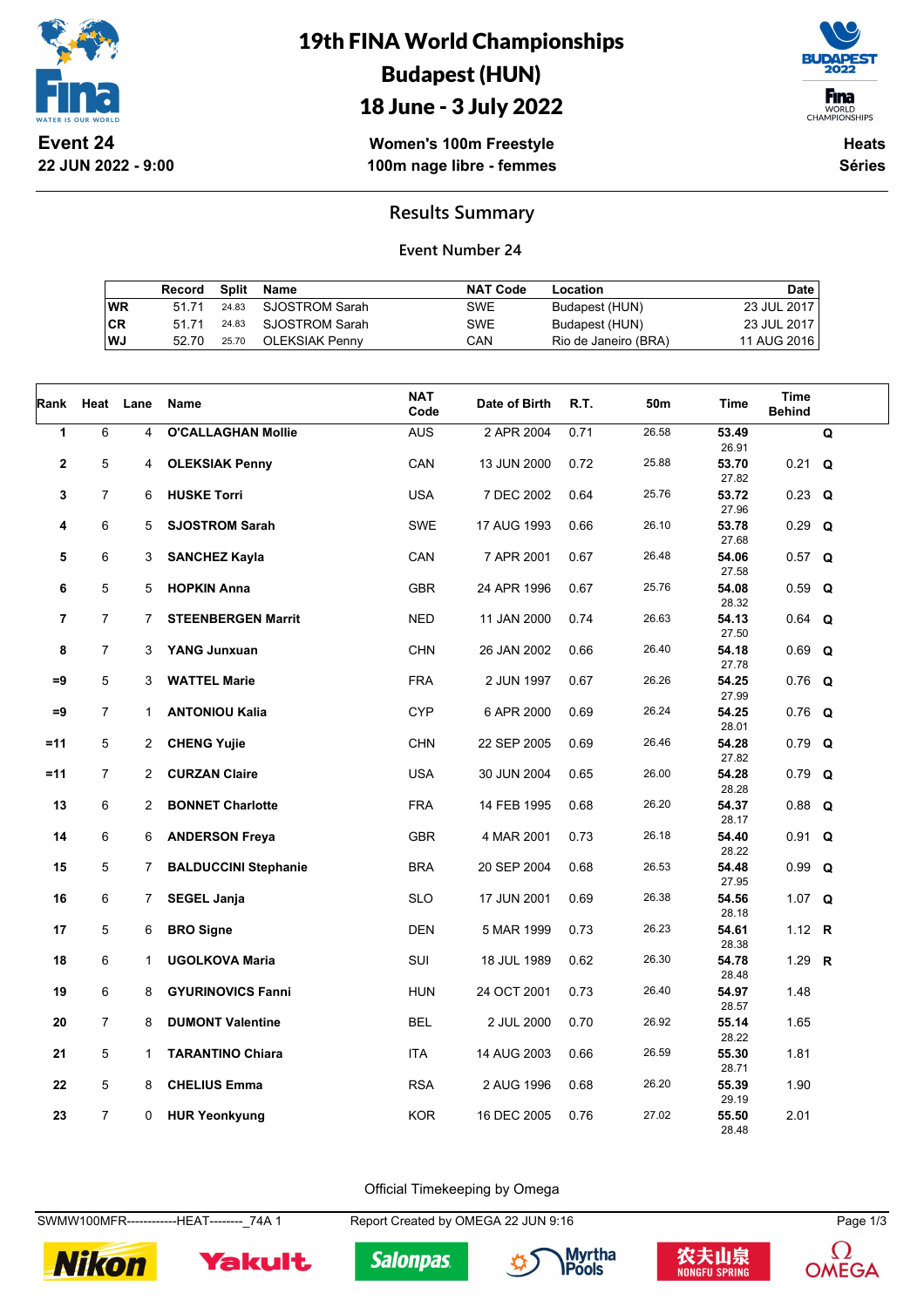# 19th FINA World Championships
## Budapest (HUN)
## 18 June - 3 July 2022

**Event 24**
**22 JUN 2022 - 9:00**

**Women's 100m Freestyle**
**100m nage libre - femmes**

**Heats**
**Séries**

### Results Summary

**Event Number 24**

| | Record | Split | Name | NAT Code | Location | Date |
|---|---|---|---|---|---|---|
| WR | 51.71 | 24.83 | SJOSTROM Sarah | SWE | Budapest (HUN) | 23 JUL 2017 |
| CR | 51.71 | 24.83 | SJOSTROM Sarah | SWE | Budapest (HUN) | 23 JUL 2017 |
| WJ | 52.70 | 25.70 | OLEKSIAK Penny | CAN | Rio de Janeiro (BRA) | 11 AUG 2016 |

| Rank | Heat | Lane | Name | NAT Code | Date of Birth | R.T. | 50m | Time | Time Behind | |
|---|---|---|---|---|---|---|---|---|---|---|
| 1 | 6 | 4 | **O'CALLAGHAN Mollie** | AUS | 2 APR 2004 | 0.71 | 26.58 | **53.49** 26.91 | | **Q** |
| 2 | 5 | 4 | **OLEKSIAK Penny** | CAN | 13 JUN 2000 | 0.72 | 25.88 | **53.70** 27.82 | 0.21 | **Q** |
| 3 | 7 | 6 | **HUSKE Torri** | USA | 7 DEC 2002 | 0.64 | 25.76 | **53.72** 27.96 | 0.23 | **Q** |
| 4 | 6 | 5 | **SJOSTROM Sarah** | SWE | 17 AUG 1993 | 0.66 | 26.10 | **53.78** 27.68 | 0.29 | **Q** |
| 5 | 6 | 3 | **SANCHEZ Kayla** | CAN | 7 APR 2001 | 0.67 | 26.48 | **54.06** 27.58 | 0.57 | **Q** |
| 6 | 5 | 5 | **HOPKIN Anna** | GBR | 24 APR 1996 | 0.67 | 25.76 | **54.08** 28.32 | 0.59 | **Q** |
| 7 | 7 | 7 | **STEENBERGEN Marrit** | NED | 11 JAN 2000 | 0.74 | 26.63 | **54.13** 27.50 | 0.64 | **Q** |
| 8 | 7 | 3 | **YANG Junxuan** | CHN | 26 JAN 2002 | 0.66 | 26.40 | **54.18** 27.78 | 0.69 | **Q** |
| =9 | 5 | 3 | **WATTEL Marie** | FRA | 2 JUN 1997 | 0.67 | 26.26 | **54.25** 27.99 | 0.76 | **Q** |
| =9 | 7 | 1 | **ANTONIOU Kalia** | CYP | 6 APR 2000 | 0.69 | 26.24 | **54.25** 28.01 | 0.76 | **Q** |
| =11 | 5 | 2 | **CHENG Yujie** | CHN | 22 SEP 2005 | 0.69 | 26.46 | **54.28** 27.82 | 0.79 | **Q** |
| =11 | 7 | 2 | **CURZAN Claire** | USA | 30 JUN 2004 | 0.65 | 26.00 | **54.28** 28.28 | 0.79 | **Q** |
| 13 | 6 | 2 | **BONNET Charlotte** | FRA | 14 FEB 1995 | 0.68 | 26.20 | **54.37** 28.17 | 0.88 | **Q** |
| 14 | 6 | 6 | **ANDERSON Freya** | GBR | 4 MAR 2001 | 0.73 | 26.18 | **54.40** 28.22 | 0.91 | **Q** |
| 15 | 5 | 7 | **BALDUCCINI Stephanie** | BRA | 20 SEP 2004 | 0.68 | 26.53 | **54.48** 27.95 | 0.99 | **Q** |
| 16 | 6 | 7 | **SEGEL Janja** | SLO | 17 JUN 2001 | 0.69 | 26.38 | **54.56** 28.18 | 1.07 | **Q** |
| 17 | 5 | 6 | **BRO Signe** | DEN | 5 MAR 1999 | 0.73 | 26.23 | **54.61** 28.38 | 1.12 | **R** |
| 18 | 6 | 1 | **UGOLKOVA Maria** | SUI | 18 JUL 1989 | 0.62 | 26.30 | **54.78** 28.48 | 1.29 | **R** |
| 19 | 6 | 8 | **GYURINOVICS Fanni** | HUN | 24 OCT 2001 | 0.73 | 26.40 | **54.97** 28.57 | 1.48 | |
| 20 | 7 | 8 | **DUMONT Valentine** | BEL | 2 JUL 2000 | 0.70 | 26.92 | **55.14** 28.22 | 1.65 | |
| 21 | 5 | 1 | **TARANTINO Chiara** | ITA | 14 AUG 2003 | 0.66 | 26.59 | **55.30** 28.71 | 1.81 | |
| 22 | 5 | 8 | **CHELIUS Emma** | RSA | 2 AUG 1996 | 0.68 | 26.20 | **55.39** 29.19 | 1.90 | |
| 23 | 7 | 0 | **HUR Yeonkyung** | KOR | 16 DEC 2005 | 0.76 | 27.02 | **55.50** 28.48 | 2.01 | |

Official Timekeeping by Omega

SWMW100MFR------------HEAT--------_74A 1 Report Created by OMEGA 22 JUN 9:16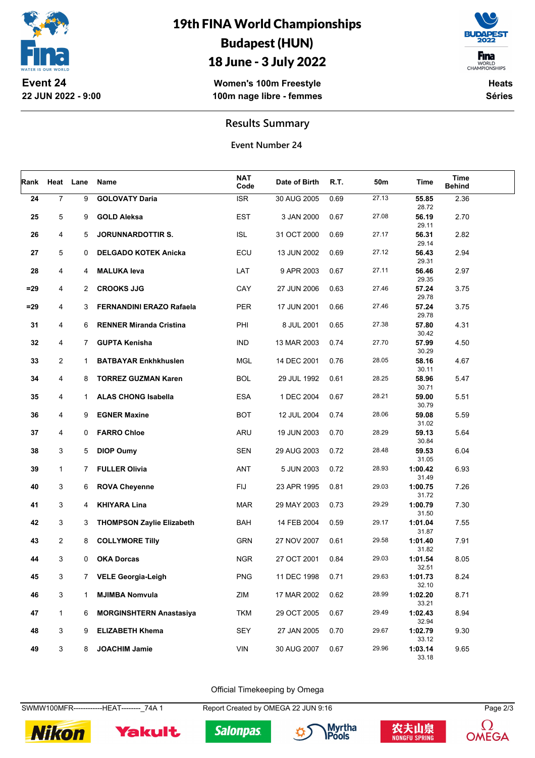# 19th FINA World Championships
## Budapest (HUN)
## 18 June - 3 July 2022

**Event 24**
**22 JUN 2022 - 9:00**

**Women's 100m Freestyle**
**100m nage libre - femmes**

**Heats**
**Séries**

## Results Summary

### Event Number 24

| Rank | Heat | Lane | Name | NAT Code | Date of Birth | R.T. | 50m | Time | Time Behind |
|---|---|---|---|---|---|---|---|---|---|
| 24 | 7 | 9 | GOLOVATY Daria | ISR | 30 AUG 2005 | 0.69 | 27.13 | 55.85 28.72 | 2.36 |
| 25 | 5 | 9 | GOLD Aleksa | EST | 3 JAN 2000 | 0.67 | 27.08 | 56.19 29.11 | 2.70 |
| 26 | 4 | 5 | JORUNNARDOTTIR S. | ISL | 31 OCT 2000 | 0.69 | 27.17 | 56.31 29.14 | 2.82 |
| 27 | 5 | 0 | DELGADO KOTEK Anicka | ECU | 13 JUN 2002 | 0.69 | 27.12 | 56.43 29.31 | 2.94 |
| 28 | 4 | 4 | MALUKA Ieva | LAT | 9 APR 2003 | 0.67 | 27.11 | 56.46 29.35 | 2.97 |
| =29 | 4 | 2 | CROOKS JJG | CAY | 27 JUN 2006 | 0.63 | 27.46 | 57.24 29.78 | 3.75 |
| =29 | 4 | 3 | FERNANDINI ERAZO Rafaela | PER | 17 JUN 2001 | 0.66 | 27.46 | 57.24 29.78 | 3.75 |
| 31 | 4 | 6 | RENNER Miranda Cristina | PHI | 8 JUL 2001 | 0.65 | 27.38 | 57.80 30.42 | 4.31 |
| 32 | 4 | 7 | GUPTA Kenisha | IND | 13 MAR 2003 | 0.74 | 27.70 | 57.99 30.29 | 4.50 |
| 33 | 2 | 1 | BATBAYAR Enkhkhuslen | MGL | 14 DEC 2001 | 0.76 | 28.05 | 58.16 30.11 | 4.67 |
| 34 | 4 | 8 | TORREZ GUZMAN Karen | BOL | 29 JUL 1992 | 0.61 | 28.25 | 58.96 30.71 | 5.47 |
| 35 | 4 | 1 | ALAS CHONG Isabella | ESA | 1 DEC 2004 | 0.67 | 28.21 | 59.00 30.79 | 5.51 |
| 36 | 4 | 9 | EGNER Maxine | BOT | 12 JUL 2004 | 0.74 | 28.06 | 59.08 31.02 | 5.59 |
| 37 | 4 | 0 | FARRO Chloe | ARU | 19 JUN 2003 | 0.70 | 28.29 | 59.13 30.84 | 5.64 |
| 38 | 3 | 5 | DIOP Oumy | SEN | 29 AUG 2003 | 0.72 | 28.48 | 59.53 31.05 | 6.04 |
| 39 | 1 | 7 | FULLER Olivia | ANT | 5 JUN 2003 | 0.72 | 28.93 | 1:00.42 31.49 | 6.93 |
| 40 | 3 | 6 | ROVA Cheyenne | FIJ | 23 APR 1995 | 0.81 | 29.03 | 1:00.75 31.72 | 7.26 |
| 41 | 3 | 4 | KHIYARA Lina | MAR | 29 MAY 2003 | 0.73 | 29.29 | 1:00.79 31.50 | 7.30 |
| 42 | 3 | 3 | THOMPSON Zaylie Elizabeth | BAH | 14 FEB 2004 | 0.59 | 29.17 | 1:01.04 31.87 | 7.55 |
| 43 | 2 | 8 | COLLYMORE Tilly | GRN | 27 NOV 2007 | 0.61 | 29.58 | 1:01.40 31.82 | 7.91 |
| 44 | 3 | 0 | OKA Dorcas | NGR | 27 OCT 2001 | 0.84 | 29.03 | 1:01.54 32.51 | 8.05 |
| 45 | 3 | 7 | VELE Georgia-Leigh | PNG | 11 DEC 1998 | 0.71 | 29.63 | 1:01.73 32.10 | 8.24 |
| 46 | 3 | 1 | MJIMBA Nomvula | ZIM | 17 MAR 2002 | 0.62 | 28.99 | 1:02.20 33.21 | 8.71 |
| 47 | 1 | 6 | MORGINSHTERN Anastasiya | TKM | 29 OCT 2005 | 0.67 | 29.49 | 1:02.43 32.94 | 8.94 |
| 48 | 3 | 9 | ELIZABETH Khema | SEY | 27 JAN 2005 | 0.70 | 29.67 | 1:02.79 33.12 | 9.30 |
| 49 | 3 | 8 | JOACHIM Jamie | VIN | 30 AUG 2007 | 0.67 | 29.96 | 1:03.14 33.18 | 9.65 |

Official Timekeeping by Omega

SWMW100MFR------------HEAT--------_74A 1 Report Created by OMEGA 22 JUN 9:16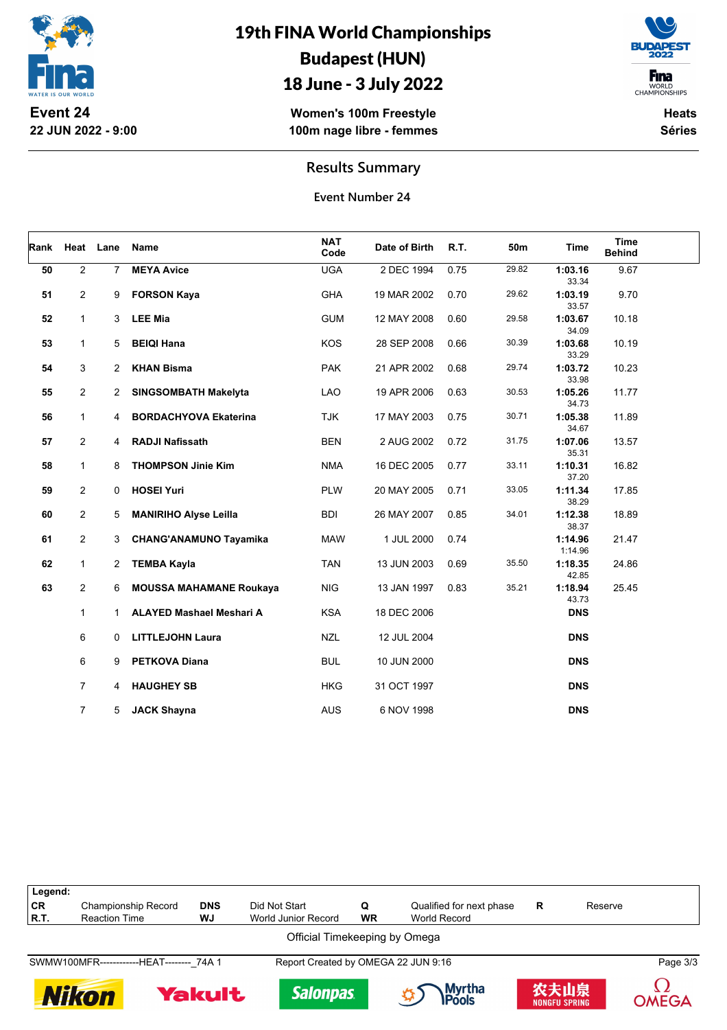# 19th FINA World Championships
# Budapest (HUN)
# 18 June - 3 July 2022

**Event 24**
**22 JUN 2022 - 9:00**

**Women's 100m Freestyle**
**100m nage libre - femmes**

**Heats**
**Séries**

## Results Summary

### Event Number 24

| Rank | Heat | Lane | Name | NAT Code | Date of Birth | R.T. | 50m | Time | Time Behind |
|---|---|---|---|---|---|---|---|---|---|
| 50 | 2 | 7 | **MEYA Avice** | UGA | 2 DEC 1994 | 0.75 | 29.82 | **1:03.16** 33.34 | 9.67 |
| 51 | 2 | 9 | **FORSON Kaya** | GHA | 19 MAR 2002 | 0.70 | 29.62 | **1:03.19** 33.57 | 9.70 |
| 52 | 1 | 3 | **LEE Mia** | GUM | 12 MAY 2008 | 0.60 | 29.58 | **1:03.67** 34.09 | 10.18 |
| 53 | 1 | 5 | **BEIQI Hana** | KOS | 28 SEP 2008 | 0.66 | 30.39 | **1:03.68** 33.29 | 10.19 |
| 54 | 3 | 2 | **KHAN Bisma** | PAK | 21 APR 2002 | 0.68 | 29.74 | **1:03.72** 33.98 | 10.23 |
| 55 | 2 | 2 | **SINGSOMBATH Makelyta** | LAO | 19 APR 2006 | 0.63 | 30.53 | **1:05.26** 34.73 | 11.77 |
| 56 | 1 | 4 | **BORDACHYOVA Ekaterina** | TJK | 17 MAY 2003 | 0.75 | 30.71 | **1:05.38** 34.67 | 11.89 |
| 57 | 2 | 4 | **RADJI Nafissath** | BEN | 2 AUG 2002 | 0.72 | 31.75 | **1:07.06** 35.31 | 13.57 |
| 58 | 1 | 8 | **THOMPSON Jinie Kim** | NMA | 16 DEC 2005 | 0.77 | 33.11 | **1:10.31** 37.20 | 16.82 |
| 59 | 2 | 0 | **HOSEI Yuri** | PLW | 20 MAY 2005 | 0.71 | 33.05 | **1:11.34** 38.29 | 17.85 |
| 60 | 2 | 5 | **MANIRIHO Alyse Leilla** | BDI | 26 MAY 2007 | 0.85 | 34.01 | **1:12.38** 38.37 | 18.89 |
| 61 | 2 | 3 | **CHANG'ANAMUNO Tayamika** | MAW | 1 JUL 2000 | 0.74 | | **1:14.96** 1:14.96 | 21.47 |
| 62 | 1 | 2 | **TEMBA Kayla** | TAN | 13 JUN 2003 | 0.69 | 35.50 | **1:18.35** 42.85 | 24.86 |
| 63 | 2 | 6 | **MOUSSA MAHAMANE Roukaya** | NIG | 13 JAN 1997 | 0.83 | 35.21 | **1:18.94** 43.73 | 25.45 |
| | 1 | 1 | **ALAYED Mashael Meshari A** | KSA | 18 DEC 2006 | | | **DNS** | |
| | 6 | 0 | **LITTLEJOHN Laura** | NZL | 12 JUL 2004 | | | **DNS** | |
| | 6 | 9 | **PETKOVA Diana** | BUL | 10 JUN 2000 | | | **DNS** | |
| | 7 | 4 | **HAUGHEY SB** | HKG | 31 OCT 1997 | | | **DNS** | |
| | 7 | 5 | **JACK Shayna** | AUS | 6 NOV 1998 | | | **DNS** | |

**Legend:**

| | | | | | | | |
|---|---|---|---|---|---|---|---|
| **CR** | Championship Record | **DNS** | Did Not Start | **Q** | Qualified for next phase | **R** | Reserve |
| **R.T.** | Reaction Time | **WJ** | World Junior Record | **WR** | World Record | | |

Official Timekeeping by Omega

SWMW100MFR------------HEAT--------_74A 1 Report Created by OMEGA 22 JUN 9:16